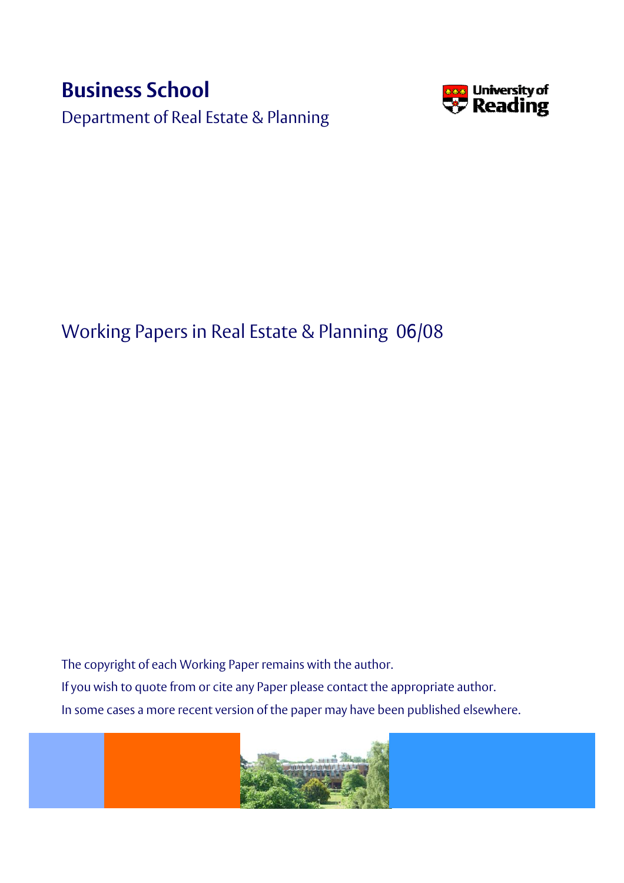# Business School

Department of Real Estate & Planning

University of Reading

## Working Papers in Real Estate & Planning 06/08

The copyright of each Working Paper remains with the author.

If you wish to quote from or cite any Paper please contact the appropriate author.

In some cases a more recent version of the paper may have been published elsewhere.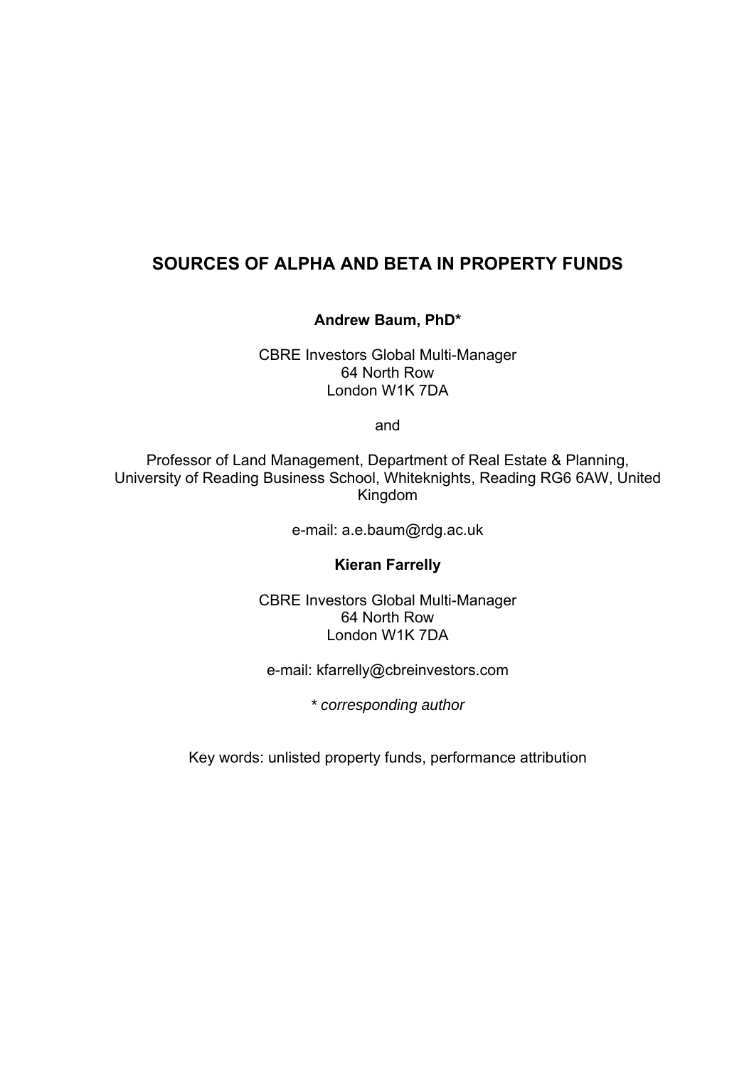# SOURCES OF ALPHA AND BETA IN PROPERTY FUNDS

**Andrew Baum, PhD***

CBRE Investors Global Multi-Manager
64 North Row
London W1K 7DA

and

Professor of Land Management, Department of Real Estate & Planning, University of Reading Business School, Whiteknights, Reading RG6 6AW, United Kingdom

e-mail: a.e.baum@rdg.ac.uk

**Kieran Farrelly**

CBRE Investors Global Multi-Manager
64 North Row
London W1K 7DA

e-mail: kfarrelly@cbreinvestors.com

*\* corresponding author*

Key words: unlisted property funds, performance attribution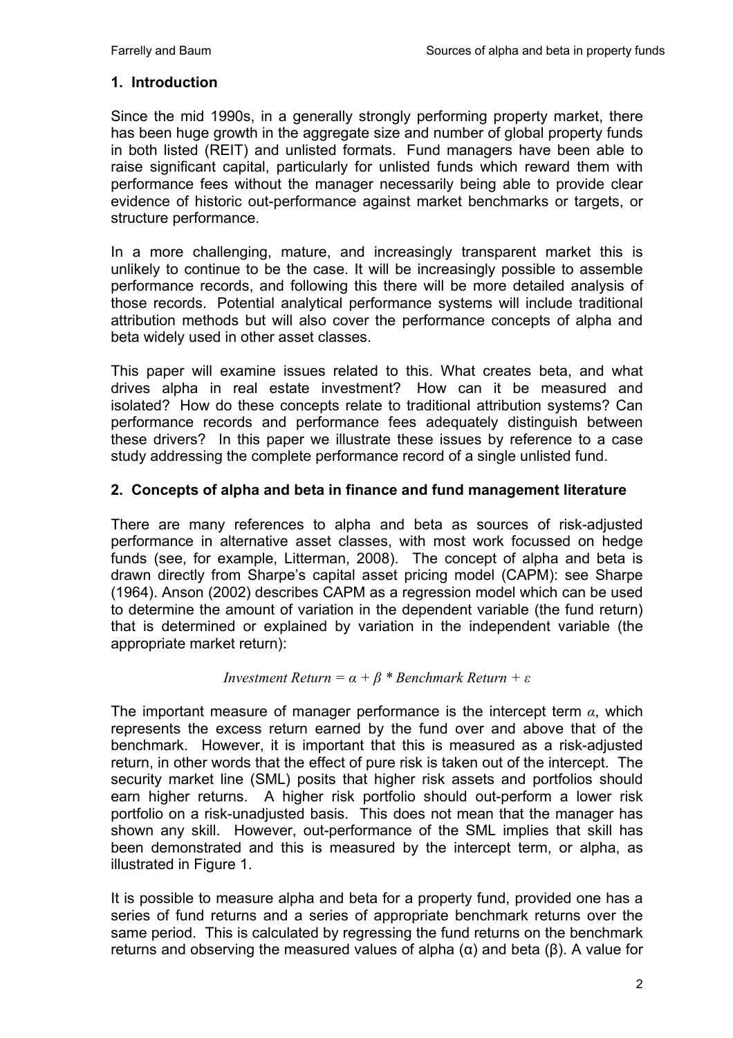## 1. Introduction

Since the mid 1990s, in a generally strongly performing property market, there has been huge growth in the aggregate size and number of global property funds in both listed (REIT) and unlisted formats. Fund managers have been able to raise significant capital, particularly for unlisted funds which reward them with performance fees without the manager necessarily being able to provide clear evidence of historic out-performance against market benchmarks or targets, or structure performance.

In a more challenging, mature, and increasingly transparent market this is unlikely to continue to be the case. It will be increasingly possible to assemble performance records, and following this there will be more detailed analysis of those records. Potential analytical performance systems will include traditional attribution methods but will also cover the performance concepts of alpha and beta widely used in other asset classes.

This paper will examine issues related to this. What creates beta, and what drives alpha in real estate investment? How can it be measured and isolated? How do these concepts relate to traditional attribution systems? Can performance records and performance fees adequately distinguish between these drivers? In this paper we illustrate these issues by reference to a case study addressing the complete performance record of a single unlisted fund.

## 2. Concepts of alpha and beta in finance and fund management literature

There are many references to alpha and beta as sources of risk-adjusted performance in alternative asset classes, with most work focussed on hedge funds (see, for example, Litterman, 2008). The concept of alpha and beta is drawn directly from Sharpe's capital asset pricing model (CAPM): see Sharpe (1964). Anson (2002) describes CAPM as a regression model which can be used to determine the amount of variation in the dependent variable (the fund return) that is determined or explained by variation in the independent variable (the appropriate market return):

$$Investment\ Return = \alpha + \beta * Benchmark\ Return + \varepsilon$$

The important measure of manager performance is the intercept term $\alpha$, which represents the excess return earned by the fund over and above that of the benchmark. However, it is important that this is measured as a risk-adjusted return, in other words that the effect of pure risk is taken out of the intercept. The security market line (SML) posits that higher risk assets and portfolios should earn higher returns. A higher risk portfolio should out-perform a lower risk portfolio on a risk-unadjusted basis. This does not mean that the manager has shown any skill. However, out-performance of the SML implies that skill has been demonstrated and this is measured by the intercept term, or alpha, as illustrated in Figure 1.

It is possible to measure alpha and beta for a property fund, provided one has a series of fund returns and a series of appropriate benchmark returns over the same period. This is calculated by regressing the fund returns on the benchmark returns and observing the measured values of alpha ($\alpha$) and beta ($\beta$). A value for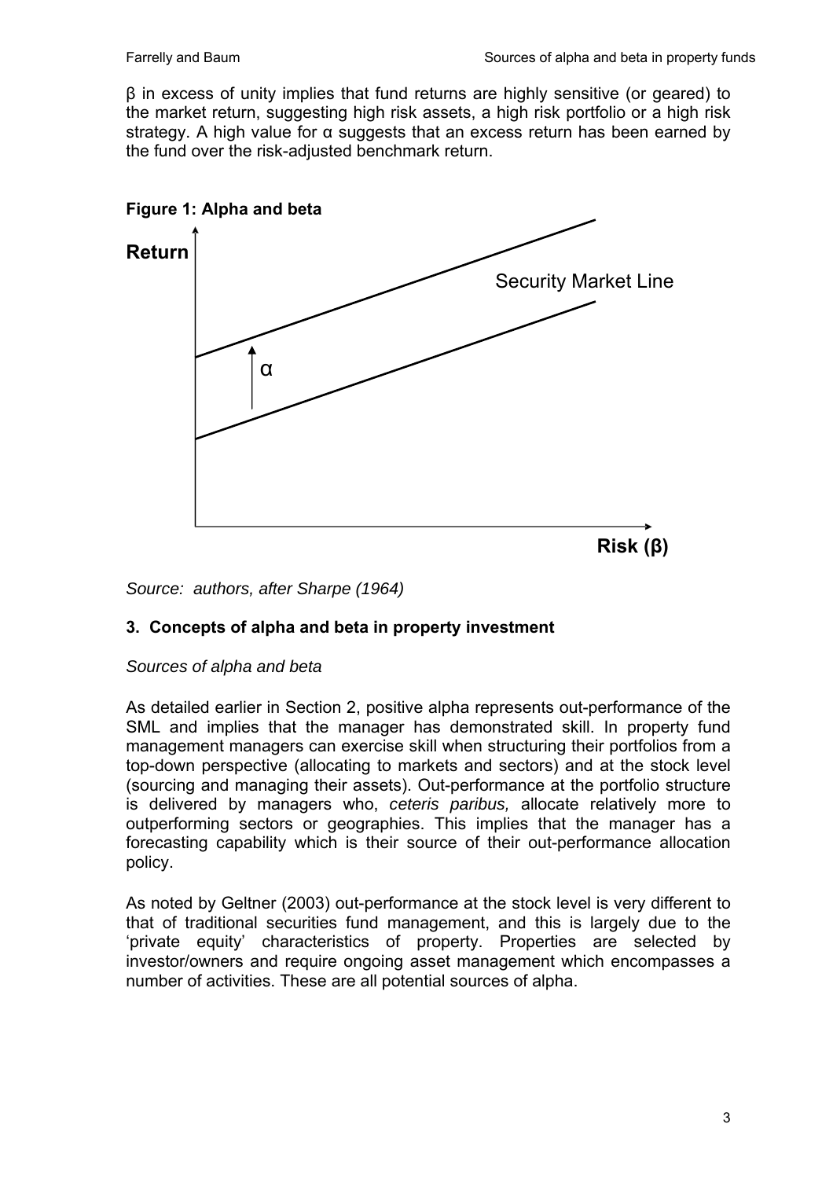β in excess of unity implies that fund returns are highly sensitive (or geared) to the market return, suggesting high risk assets, a high risk portfolio or a high risk strategy. A high value for α suggests that an excess return has been earned by the fund over the risk-adjusted benchmark return.

**Figure 1: Alpha and beta**

*Source: authors, after Sharpe (1964)*

### 3. Concepts of alpha and beta in property investment

*Sources of alpha and beta*

As detailed earlier in Section 2, positive alpha represents out-performance of the SML and implies that the manager has demonstrated skill. In property fund management managers can exercise skill when structuring their portfolios from a top-down perspective (allocating to markets and sectors) and at the stock level (sourcing and managing their assets). Out-performance at the portfolio structure is delivered by managers who, *ceteris paribus,* allocate relatively more to outperforming sectors or geographies. This implies that the manager has a forecasting capability which is their source of their out-performance allocation policy.

As noted by Geltner (2003) out-performance at the stock level is very different to that of traditional securities fund management, and this is largely due to the 'private equity' characteristics of property. Properties are selected by investor/owners and require ongoing asset management which encompasses a number of activities. These are all potential sources of alpha.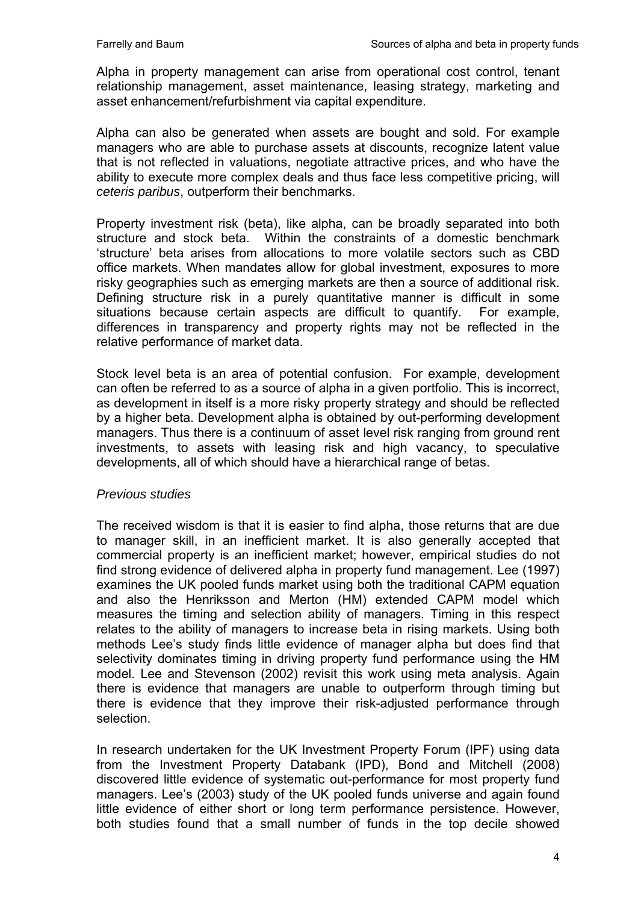Alpha in property management can arise from operational cost control, tenant relationship management, asset maintenance, leasing strategy, marketing and asset enhancement/refurbishment via capital expenditure.

Alpha can also be generated when assets are bought and sold. For example managers who are able to purchase assets at discounts, recognize latent value that is not reflected in valuations, negotiate attractive prices, and who have the ability to execute more complex deals and thus face less competitive pricing, will *ceteris paribus*, outperform their benchmarks.

Property investment risk (beta), like alpha, can be broadly separated into both structure and stock beta. Within the constraints of a domestic benchmark 'structure' beta arises from allocations to more volatile sectors such as CBD office markets. When mandates allow for global investment, exposures to more risky geographies such as emerging markets are then a source of additional risk. Defining structure risk in a purely quantitative manner is difficult in some situations because certain aspects are difficult to quantify. For example, differences in transparency and property rights may not be reflected in the relative performance of market data.

Stock level beta is an area of potential confusion. For example, development can often be referred to as a source of alpha in a given portfolio. This is incorrect, as development in itself is a more risky property strategy and should be reflected by a higher beta. Development alpha is obtained by out-performing development managers. Thus there is a continuum of asset level risk ranging from ground rent investments, to assets with leasing risk and high vacancy, to speculative developments, all of which should have a hierarchical range of betas.

*Previous studies*

The received wisdom is that it is easier to find alpha, those returns that are due to manager skill, in an inefficient market. It is also generally accepted that commercial property is an inefficient market; however, empirical studies do not find strong evidence of delivered alpha in property fund management. Lee (1997) examines the UK pooled funds market using both the traditional CAPM equation and also the Henriksson and Merton (HM) extended CAPM model which measures the timing and selection ability of managers. Timing in this respect relates to the ability of managers to increase beta in rising markets. Using both methods Lee's study finds little evidence of manager alpha but does find that selectivity dominates timing in driving property fund performance using the HM model. Lee and Stevenson (2002) revisit this work using meta analysis. Again there is evidence that managers are unable to outperform through timing but there is evidence that they improve their risk-adjusted performance through selection.

In research undertaken for the UK Investment Property Forum (IPF) using data from the Investment Property Databank (IPD), Bond and Mitchell (2008) discovered little evidence of systematic out-performance for most property fund managers. Lee's (2003) study of the UK pooled funds universe and again found little evidence of either short or long term performance persistence. However, both studies found that a small number of funds in the top decile showed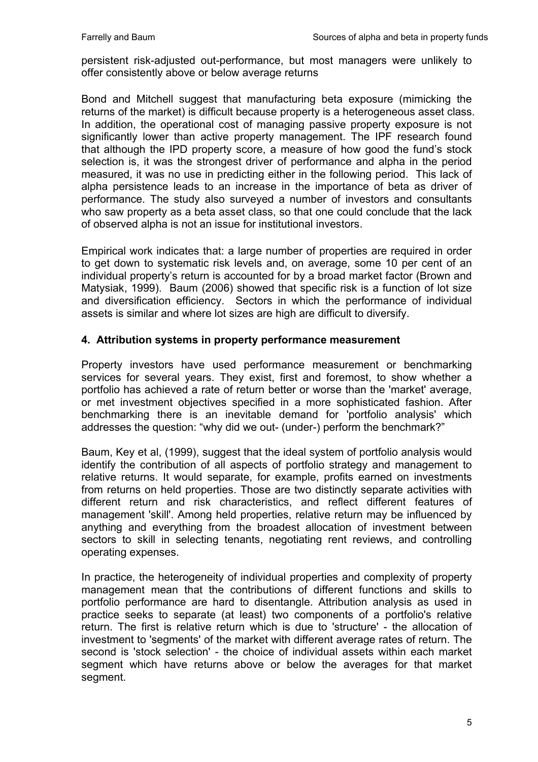persistent risk-adjusted out-performance, but most managers were unlikely to offer consistently above or below average returns

Bond and Mitchell suggest that manufacturing beta exposure (mimicking the returns of the market) is difficult because property is a heterogeneous asset class. In addition, the operational cost of managing passive property exposure is not significantly lower than active property management. The IPF research found that although the IPD property score, a measure of how good the fund's stock selection is, it was the strongest driver of performance and alpha in the period measured, it was no use in predicting either in the following period. This lack of alpha persistence leads to an increase in the importance of beta as driver of performance. The study also surveyed a number of investors and consultants who saw property as a beta asset class, so that one could conclude that the lack of observed alpha is not an issue for institutional investors.

Empirical work indicates that: a large number of properties are required in order to get down to systematic risk levels and, on average, some 10 per cent of an individual property's return is accounted for by a broad market factor (Brown and Matysiak, 1999). Baum (2006) showed that specific risk is a function of lot size and diversification efficiency. Sectors in which the performance of individual assets is similar and where lot sizes are high are difficult to diversify.

## 4. Attribution systems in property performance measurement

Property investors have used performance measurement or benchmarking services for several years. They exist, first and foremost, to show whether a portfolio has achieved a rate of return better or worse than the 'market' average, or met investment objectives specified in a more sophisticated fashion. After benchmarking there is an inevitable demand for 'portfolio analysis' which addresses the question: "why did we out- (under-) perform the benchmark?"

Baum, Key et al, (1999), suggest that the ideal system of portfolio analysis would identify the contribution of all aspects of portfolio strategy and management to relative returns. It would separate, for example, profits earned on investments from returns on held properties. Those are two distinctly separate activities with different return and risk characteristics, and reflect different features of management 'skill'. Among held properties, relative return may be influenced by anything and everything from the broadest allocation of investment between sectors to skill in selecting tenants, negotiating rent reviews, and controlling operating expenses.

In practice, the heterogeneity of individual properties and complexity of property management mean that the contributions of different functions and skills to portfolio performance are hard to disentangle. Attribution analysis as used in practice seeks to separate (at least) two components of a portfolio's relative return. The first is relative return which is due to 'structure' - the allocation of investment to 'segments' of the market with different average rates of return. The second is 'stock selection' - the choice of individual assets within each market segment which have returns above or below the averages for that market segment.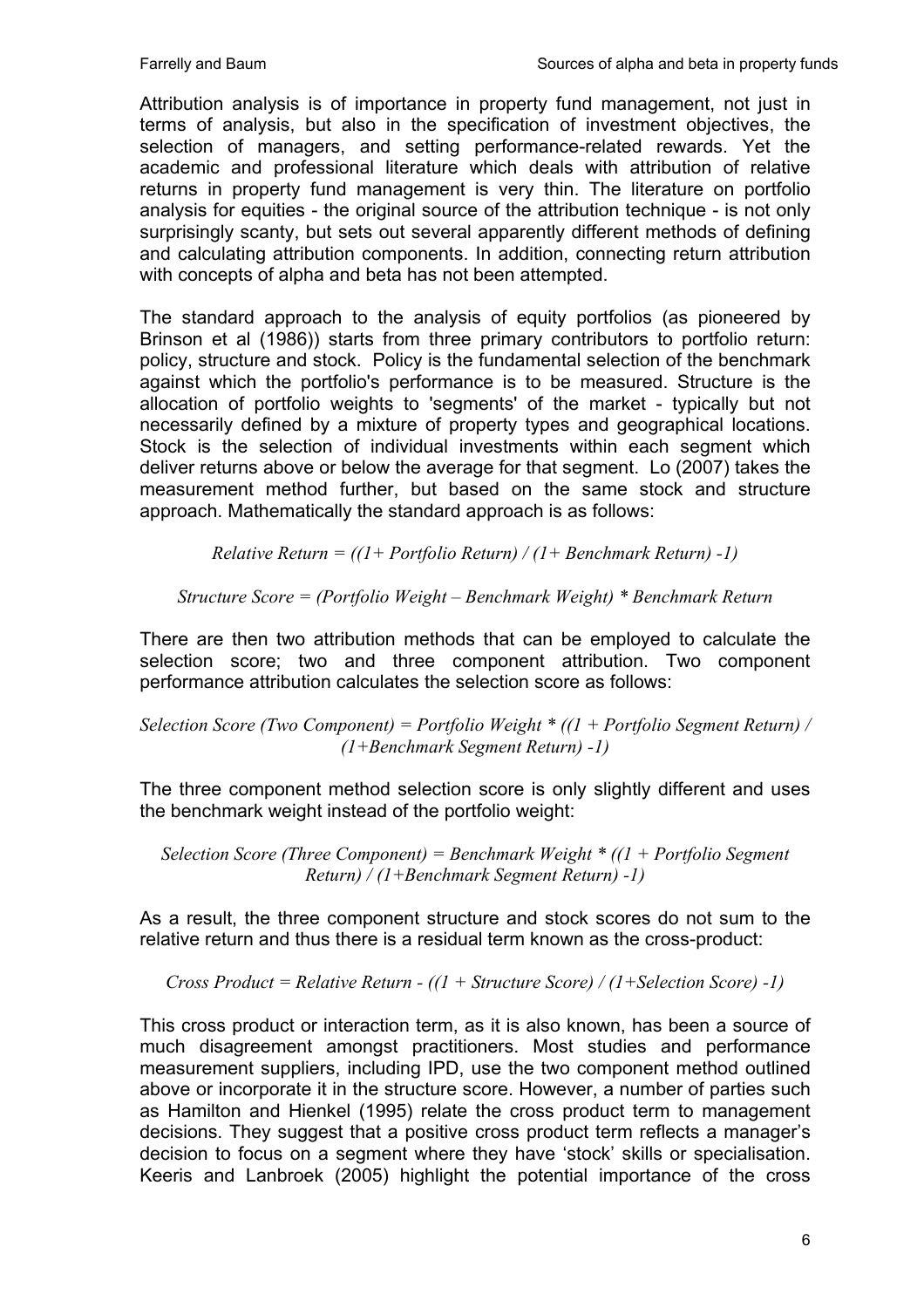Attribution analysis is of importance in property fund management, not just in terms of analysis, but also in the specification of investment objectives, the selection of managers, and setting performance-related rewards. Yet the academic and professional literature which deals with attribution of relative returns in property fund management is very thin. The literature on portfolio analysis for equities - the original source of the attribution technique - is not only surprisingly scanty, but sets out several apparently different methods of defining and calculating attribution components. In addition, connecting return attribution with concepts of alpha and beta has not been attempted.

The standard approach to the analysis of equity portfolios (as pioneered by Brinson et al (1986)) starts from three primary contributors to portfolio return: policy, structure and stock. Policy is the fundamental selection of the benchmark against which the portfolio's performance is to be measured. Structure is the allocation of portfolio weights to 'segments' of the market - typically but not necessarily defined by a mixture of property types and geographical locations. Stock is the selection of individual investments within each segment which deliver returns above or below the average for that segment. Lo (2007) takes the measurement method further, but based on the same stock and structure approach. Mathematically the standard approach is as follows:

$$\text{Relative Return} = ((1 + \text{Portfolio Return}) / (1 + \text{Benchmark Return}) - 1)$$

$$\text{Structure Score} = (\text{Portfolio Weight} - \text{Benchmark Weight}) * \text{Benchmark Return}$$

There are then two attribution methods that can be employed to calculate the selection score; two and three component attribution. Two component performance attribution calculates the selection score as follows:

$$\text{Selection Score (Two Component)} = \text{Portfolio Weight} * ((1 + \text{Portfolio Segment Return}) / (1 + \text{Benchmark Segment Return}) - 1)$$

The three component method selection score is only slightly different and uses the benchmark weight instead of the portfolio weight:

$$\text{Selection Score (Three Component)} = \text{Benchmark Weight} * ((1 + \text{Portfolio Segment Return}) / (1 + \text{Benchmark Segment Return}) - 1)$$

As a result, the three component structure and stock scores do not sum to the relative return and thus there is a residual term known as the cross-product:

$$\text{Cross Product} = \text{Relative Return} - ((1 + \text{Structure Score}) / (1 + \text{Selection Score}) - 1)$$

This cross product or interaction term, as it is also known, has been a source of much disagreement amongst practitioners. Most studies and performance measurement suppliers, including IPD, use the two component method outlined above or incorporate it in the structure score. However, a number of parties such as Hamilton and Hienkel (1995) relate the cross product term to management decisions. They suggest that a positive cross product term reflects a manager's decision to focus on a segment where they have 'stock' skills or specialisation. Keeris and Lanbroek (2005) highlight the potential importance of the cross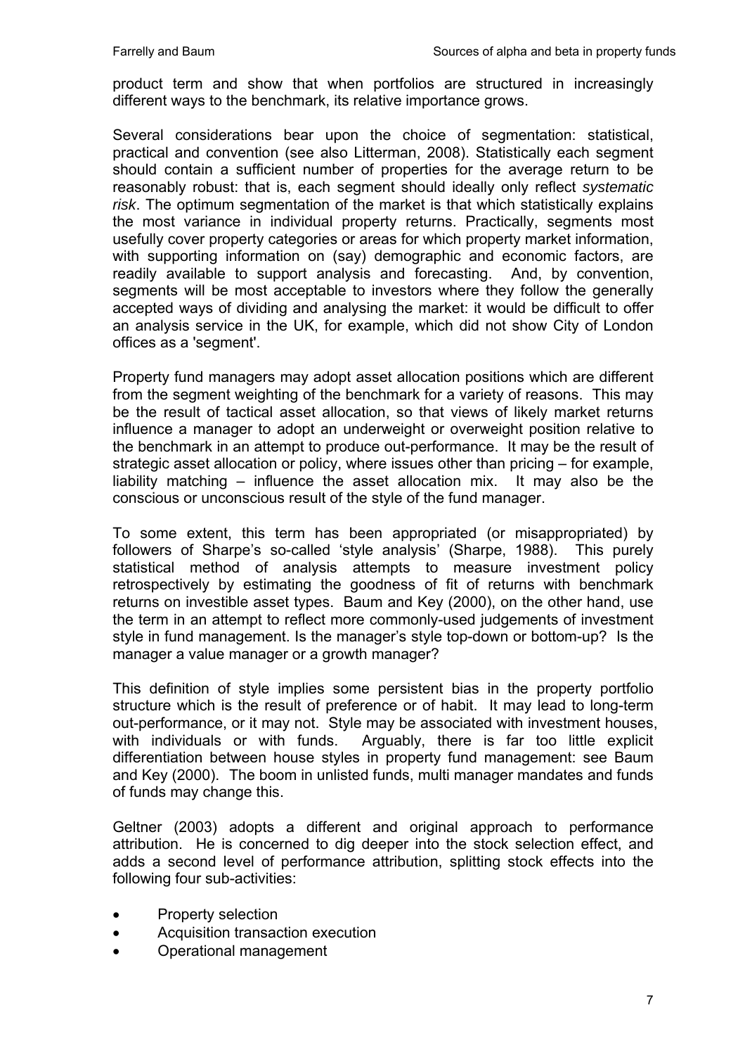product term and show that when portfolios are structured in increasingly different ways to the benchmark, its relative importance grows.

Several considerations bear upon the choice of segmentation: statistical, practical and convention (see also Litterman, 2008). Statistically each segment should contain a sufficient number of properties for the average return to be reasonably robust: that is, each segment should ideally only reflect *systematic risk*. The optimum segmentation of the market is that which statistically explains the most variance in individual property returns. Practically, segments most usefully cover property categories or areas for which property market information, with supporting information on (say) demographic and economic factors, are readily available to support analysis and forecasting. And, by convention, segments will be most acceptable to investors where they follow the generally accepted ways of dividing and analysing the market: it would be difficult to offer an analysis service in the UK, for example, which did not show City of London offices as a 'segment'.

Property fund managers may adopt asset allocation positions which are different from the segment weighting of the benchmark for a variety of reasons. This may be the result of tactical asset allocation, so that views of likely market returns influence a manager to adopt an underweight or overweight position relative to the benchmark in an attempt to produce out-performance. It may be the result of strategic asset allocation or policy, where issues other than pricing – for example, liability matching – influence the asset allocation mix. It may also be the conscious or unconscious result of the style of the fund manager.

To some extent, this term has been appropriated (or misappropriated) by followers of Sharpe's so-called 'style analysis' (Sharpe, 1988). This purely statistical method of analysis attempts to measure investment policy retrospectively by estimating the goodness of fit of returns with benchmark returns on investible asset types. Baum and Key (2000), on the other hand, use the term in an attempt to reflect more commonly-used judgements of investment style in fund management. Is the manager's style top-down or bottom-up? Is the manager a value manager or a growth manager?

This definition of style implies some persistent bias in the property portfolio structure which is the result of preference or of habit. It may lead to long-term out-performance, or it may not. Style may be associated with investment houses, with individuals or with funds. Arguably, there is far too little explicit differentiation between house styles in property fund management: see Baum and Key (2000). The boom in unlisted funds, multi manager mandates and funds of funds may change this.

Geltner (2003) adopts a different and original approach to performance attribution. He is concerned to dig deeper into the stock selection effect, and adds a second level of performance attribution, splitting stock effects into the following four sub-activities:

- Property selection
- Acquisition transaction execution
- Operational management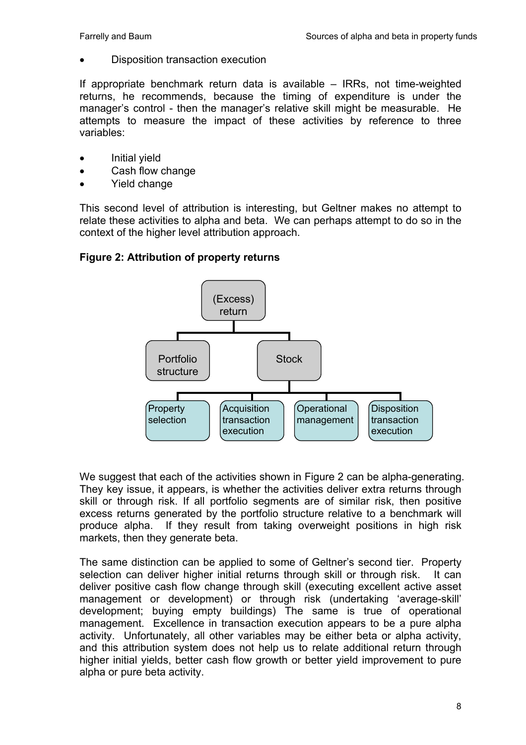- Disposition transaction execution

If appropriate benchmark return data is available – IRRs, not time-weighted returns, he recommends, because the timing of expenditure is under the manager's control - then the manager's relative skill might be measurable. He attempts to measure the impact of these activities by reference to three variables:

- Initial yield
- Cash flow change
- Yield change

This second level of attribution is interesting, but Geltner makes no attempt to relate these activities to alpha and beta. We can perhaps attempt to do so in the context of the higher level attribution approach.

**Figure 2: Attribution of property returns**

```
                    (Excess) return
                   /               \
        Portfolio structure        Stock
                                     |
        ---------------------------------------------------------
        |                  |                  |                  |
  Property         Acquisition         Operational        Disposition
  selection        transaction         management         transaction
                   execution                              execution
```

We suggest that each of the activities shown in Figure 2 can be alpha-generating. They key issue, it appears, is whether the activities deliver extra returns through skill or through risk. If all portfolio segments are of similar risk, then positive excess returns generated by the portfolio structure relative to a benchmark will produce alpha. If they result from taking overweight positions in high risk markets, then they generate beta.

The same distinction can be applied to some of Geltner's second tier. Property selection can deliver higher initial returns through skill or through risk. It can deliver positive cash flow change through skill (executing excellent active asset management or development) or through risk (undertaking 'average-skill' development; buying empty buildings) The same is true of operational management. Excellence in transaction execution appears to be a pure alpha activity. Unfortunately, all other variables may be either beta or alpha activity, and this attribution system does not help us to relate additional return through higher initial yields, better cash flow growth or better yield improvement to pure alpha or pure beta activity.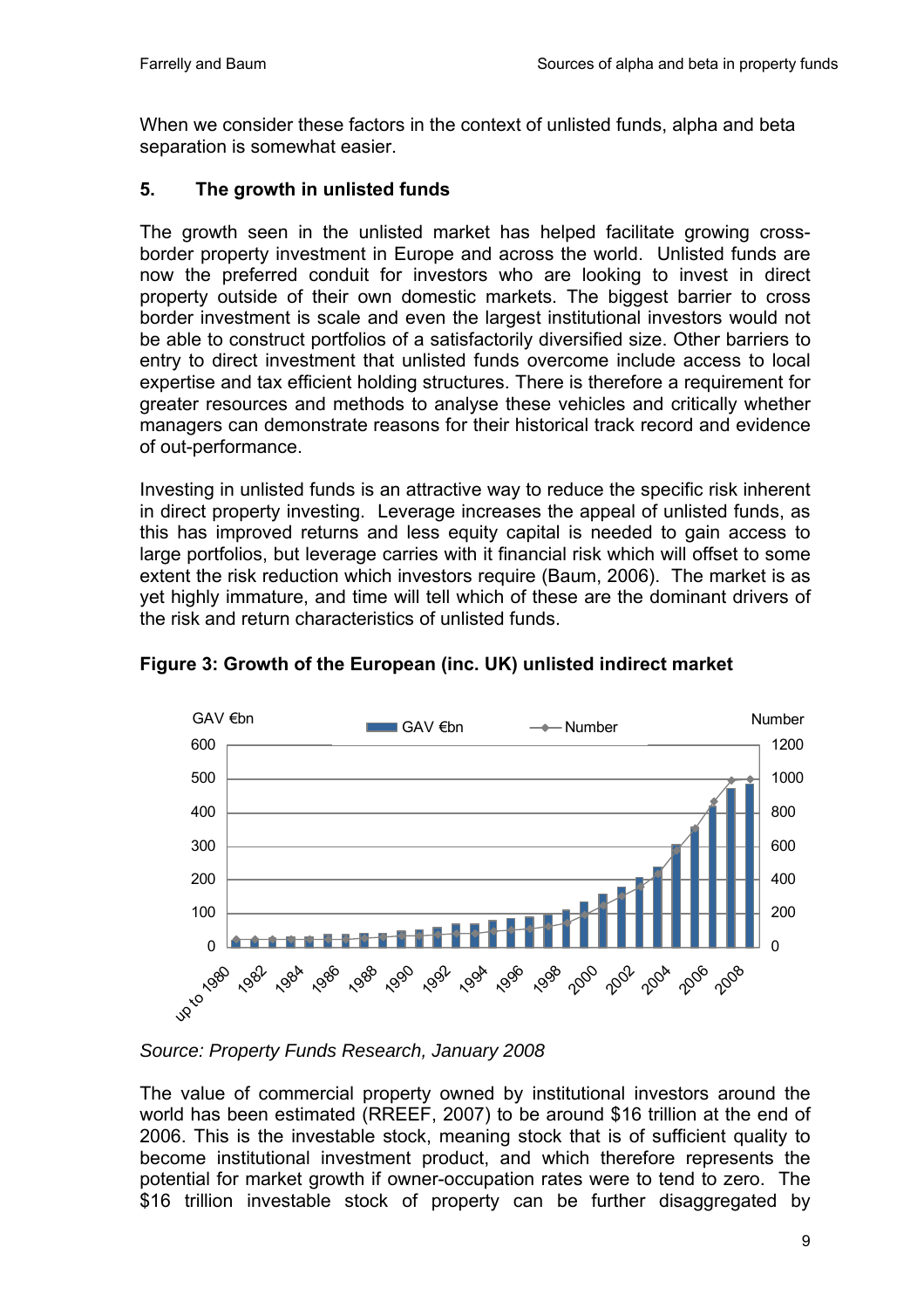When we consider these factors in the context of unlisted funds, alpha and beta separation is somewhat easier.

## 5. The growth in unlisted funds

The growth seen in the unlisted market has helped facilitate growing cross-border property investment in Europe and across the world. Unlisted funds are now the preferred conduit for investors who are looking to invest in direct property outside of their own domestic markets. The biggest barrier to cross border investment is scale and even the largest institutional investors would not be able to construct portfolios of a satisfactorily diversified size. Other barriers to entry to direct investment that unlisted funds overcome include access to local expertise and tax efficient holding structures. There is therefore a requirement for greater resources and methods to analyse these vehicles and critically whether managers can demonstrate reasons for their historical track record and evidence of out-performance.

Investing in unlisted funds is an attractive way to reduce the specific risk inherent in direct property investing. Leverage increases the appeal of unlisted funds, as this has improved returns and less equity capital is needed to gain access to large portfolios, but leverage carries with it financial risk which will offset to some extent the risk reduction which investors require (Baum, 2006). The market is as yet highly immature, and time will tell which of these are the dominant drivers of the risk and return characteristics of unlisted funds.

**Figure 3: Growth of the European (inc. UK) unlisted indirect market**

*Source: Property Funds Research, January 2008*

The value of commercial property owned by institutional investors around the world has been estimated (RREEF, 2007) to be around \$16 trillion at the end of 2006. This is the investable stock, meaning stock that is of sufficient quality to become institutional investment product, and which therefore represents the potential for market growth if owner-occupation rates were to tend to zero. The \$16 trillion investable stock of property can be further disaggregated by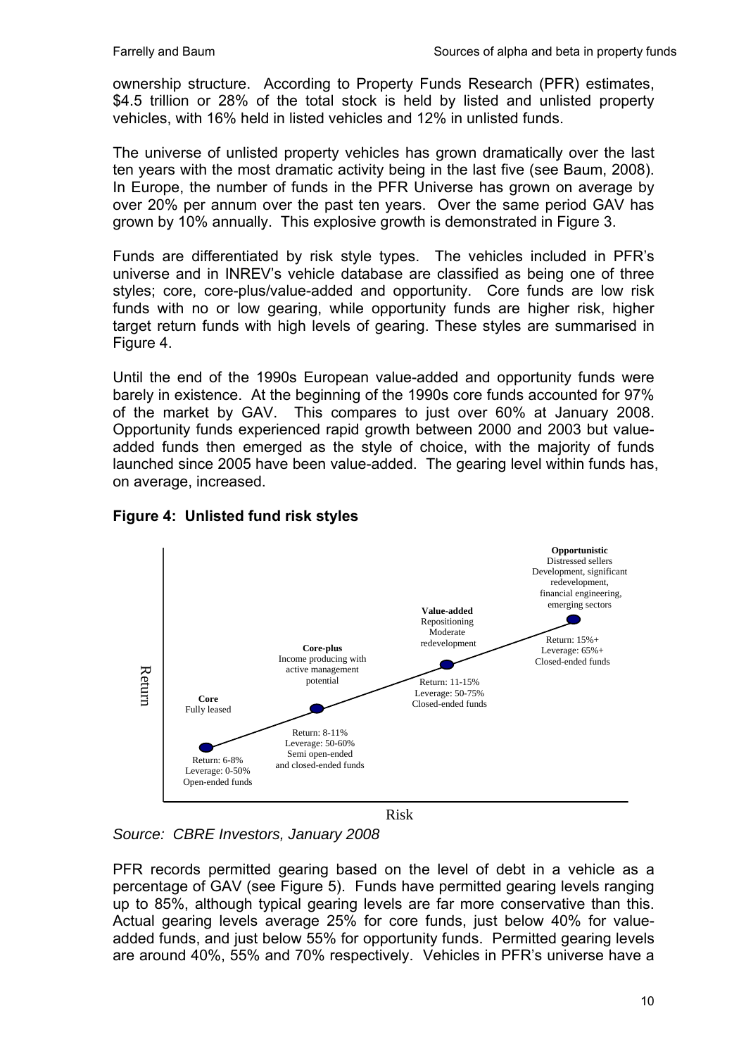ownership structure. According to Property Funds Research (PFR) estimates, $4.5 trillion or 28% of the total stock is held by listed and unlisted property vehicles, with 16% held in listed vehicles and 12% in unlisted funds.

The universe of unlisted property vehicles has grown dramatically over the last ten years with the most dramatic activity being in the last five (see Baum, 2008). In Europe, the number of funds in the PFR Universe has grown on average by over 20% per annum over the past ten years. Over the same period GAV has grown by 10% annually. This explosive growth is demonstrated in Figure 3.

Funds are differentiated by risk style types. The vehicles included in PFR's universe and in INREV's vehicle database are classified as being one of three styles; core, core-plus/value-added and opportunity. Core funds are low risk funds with no or low gearing, while opportunity funds are higher risk, higher target return funds with high levels of gearing. These styles are summarised in Figure 4.

Until the end of the 1990s European value-added and opportunity funds were barely in existence. At the beginning of the 1990s core funds accounted for 97% of the market by GAV. This compares to just over 60% at January 2008. Opportunity funds experienced rapid growth between 2000 and 2003 but value-added funds then emerged as the style of choice, with the majority of funds launched since 2005 have been value-added. The gearing level within funds has, on average, increased.

**Figure 4: Unlisted fund risk styles**

| Style | Description | Return | Leverage | Structure |
|---|---|---|---|---|
| Core | Fully leased | 6-8% | 0-50% | Open-ended funds |
| Core-plus | Income producing with active management potential | 8-11% | 50-60% | Semi open-ended and closed-ended funds |
| Value-added | Repositioning, Moderate redevelopment | 11-15% | 50-75% | Closed-ended funds |
| Opportunistic | Distressed sellers, Development, significant redevelopment, financial engineering, emerging sectors | 15%+ | 65%+ | Closed-ended funds |

*Source: CBRE Investors, January 2008*

PFR records permitted gearing based on the level of debt in a vehicle as a percentage of GAV (see Figure 5). Funds have permitted gearing levels ranging up to 85%, although typical gearing levels are far more conservative than this. Actual gearing levels average 25% for core funds, just below 40% for value-added funds, and just below 55% for opportunity funds. Permitted gearing levels are around 40%, 55% and 70% respectively. Vehicles in PFR's universe have a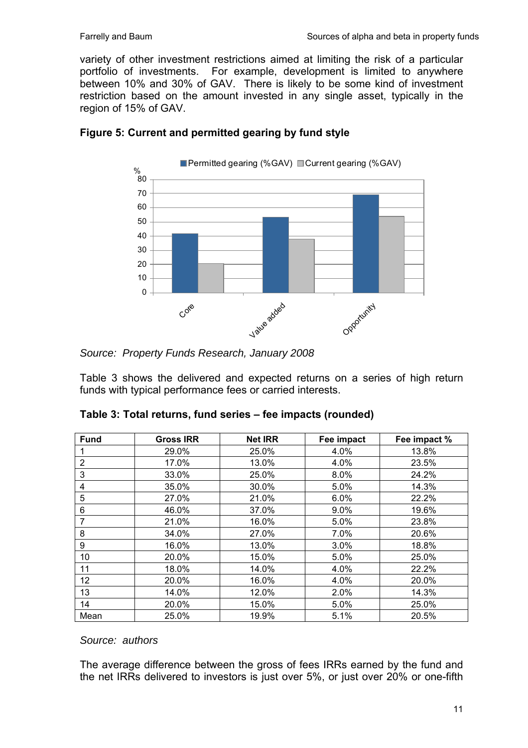variety of other investment restrictions aimed at limiting the risk of a particular portfolio of investments. For example, development is limited to anywhere between 10% and 30% of GAV. There is likely to be some kind of investment restriction based on the amount invested in any single asset, typically in the region of 15% of GAV.

**Figure 5: Current and permitted gearing by fund style**

*Source: Property Funds Research, January 2008*

Table 3 shows the delivered and expected returns on a series of high return funds with typical performance fees or carried interests.

**Table 3: Total returns, fund series – fee impacts (rounded)**

| Fund | Gross IRR | Net IRR | Fee impact | Fee impact % |
|---|---|---|---|---|
| 1 | 29.0% | 25.0% | 4.0% | 13.8% |
| 2 | 17.0% | 13.0% | 4.0% | 23.5% |
| 3 | 33.0% | 25.0% | 8.0% | 24.2% |
| 4 | 35.0% | 30.0% | 5.0% | 14.3% |
| 5 | 27.0% | 21.0% | 6.0% | 22.2% |
| 6 | 46.0% | 37.0% | 9.0% | 19.6% |
| 7 | 21.0% | 16.0% | 5.0% | 23.8% |
| 8 | 34.0% | 27.0% | 7.0% | 20.6% |
| 9 | 16.0% | 13.0% | 3.0% | 18.8% |
| 10 | 20.0% | 15.0% | 5.0% | 25.0% |
| 11 | 18.0% | 14.0% | 4.0% | 22.2% |
| 12 | 20.0% | 16.0% | 4.0% | 20.0% |
| 13 | 14.0% | 12.0% | 2.0% | 14.3% |
| 14 | 20.0% | 15.0% | 5.0% | 25.0% |
| Mean | 25.0% | 19.9% | 5.1% | 20.5% |

*Source: authors*

The average difference between the gross of fees IRRs earned by the fund and the net IRRs delivered to investors is just over 5%, or just over 20% or one-fifth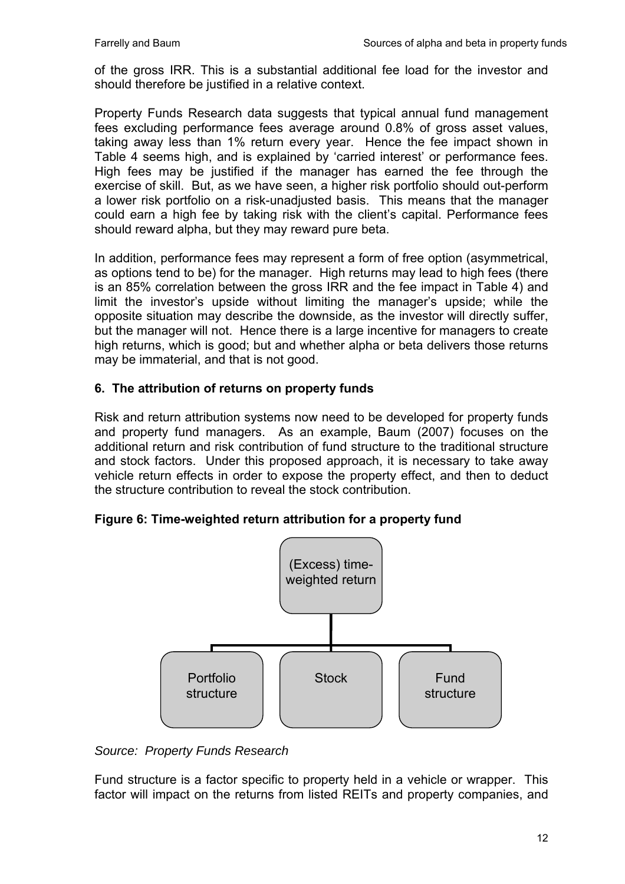of the gross IRR. This is a substantial additional fee load for the investor and should therefore be justified in a relative context.

Property Funds Research data suggests that typical annual fund management fees excluding performance fees average around 0.8% of gross asset values, taking away less than 1% return every year. Hence the fee impact shown in Table 4 seems high, and is explained by 'carried interest' or performance fees. High fees may be justified if the manager has earned the fee through the exercise of skill. But, as we have seen, a higher risk portfolio should out-perform a lower risk portfolio on a risk-unadjusted basis. This means that the manager could earn a high fee by taking risk with the client's capital. Performance fees should reward alpha, but they may reward pure beta.

In addition, performance fees may represent a form of free option (asymmetrical, as options tend to be) for the manager. High returns may lead to high fees (there is an 85% correlation between the gross IRR and the fee impact in Table 4) and limit the investor's upside without limiting the manager's upside; while the opposite situation may describe the downside, as the investor will directly suffer, but the manager will not. Hence there is a large incentive for managers to create high returns, which is good; but and whether alpha or beta delivers those returns may be immaterial, and that is not good.

## 6. The attribution of returns on property funds

Risk and return attribution systems now need to be developed for property funds and property fund managers. As an example, Baum (2007) focuses on the additional return and risk contribution of fund structure to the traditional structure and stock factors. Under this proposed approach, it is necessary to take away vehicle return effects in order to expose the property effect, and then to deduct the structure contribution to reveal the stock contribution.

**Figure 6: Time-weighted return attribution for a property fund**

(Excess) time-weighted return

Portfolio structure | Stock | Fund structure

*Source: Property Funds Research*

Fund structure is a factor specific to property held in a vehicle or wrapper. This factor will impact on the returns from listed REITs and property companies, and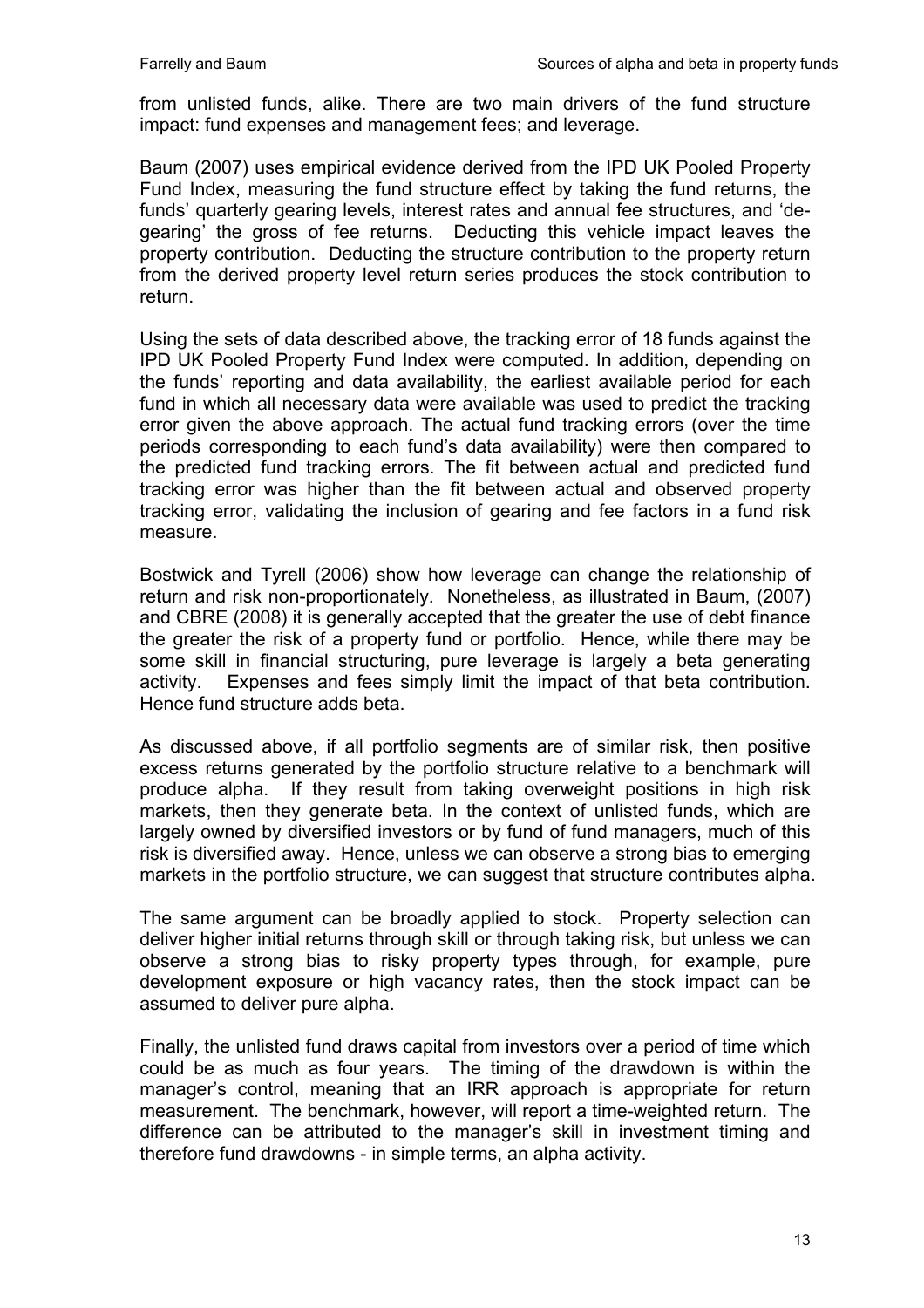from unlisted funds, alike. There are two main drivers of the fund structure impact: fund expenses and management fees; and leverage.

Baum (2007) uses empirical evidence derived from the IPD UK Pooled Property Fund Index, measuring the fund structure effect by taking the fund returns, the funds' quarterly gearing levels, interest rates and annual fee structures, and 'de-gearing' the gross of fee returns. Deducting this vehicle impact leaves the property contribution. Deducting the structure contribution to the property return from the derived property level return series produces the stock contribution to return.

Using the sets of data described above, the tracking error of 18 funds against the IPD UK Pooled Property Fund Index were computed. In addition, depending on the funds' reporting and data availability, the earliest available period for each fund in which all necessary data were available was used to predict the tracking error given the above approach. The actual fund tracking errors (over the time periods corresponding to each fund's data availability) were then compared to the predicted fund tracking errors. The fit between actual and predicted fund tracking error was higher than the fit between actual and observed property tracking error, validating the inclusion of gearing and fee factors in a fund risk measure.

Bostwick and Tyrell (2006) show how leverage can change the relationship of return and risk non-proportionately. Nonetheless, as illustrated in Baum, (2007) and CBRE (2008) it is generally accepted that the greater the use of debt finance the greater the risk of a property fund or portfolio. Hence, while there may be some skill in financial structuring, pure leverage is largely a beta generating activity. Expenses and fees simply limit the impact of that beta contribution. Hence fund structure adds beta.

As discussed above, if all portfolio segments are of similar risk, then positive excess returns generated by the portfolio structure relative to a benchmark will produce alpha. If they result from taking overweight positions in high risk markets, then they generate beta. In the context of unlisted funds, which are largely owned by diversified investors or by fund of fund managers, much of this risk is diversified away. Hence, unless we can observe a strong bias to emerging markets in the portfolio structure, we can suggest that structure contributes alpha.

The same argument can be broadly applied to stock. Property selection can deliver higher initial returns through skill or through taking risk, but unless we can observe a strong bias to risky property types through, for example, pure development exposure or high vacancy rates, then the stock impact can be assumed to deliver pure alpha.

Finally, the unlisted fund draws capital from investors over a period of time which could be as much as four years. The timing of the drawdown is within the manager's control, meaning that an IRR approach is appropriate for return measurement. The benchmark, however, will report a time-weighted return. The difference can be attributed to the manager's skill in investment timing and therefore fund drawdowns - in simple terms, an alpha activity.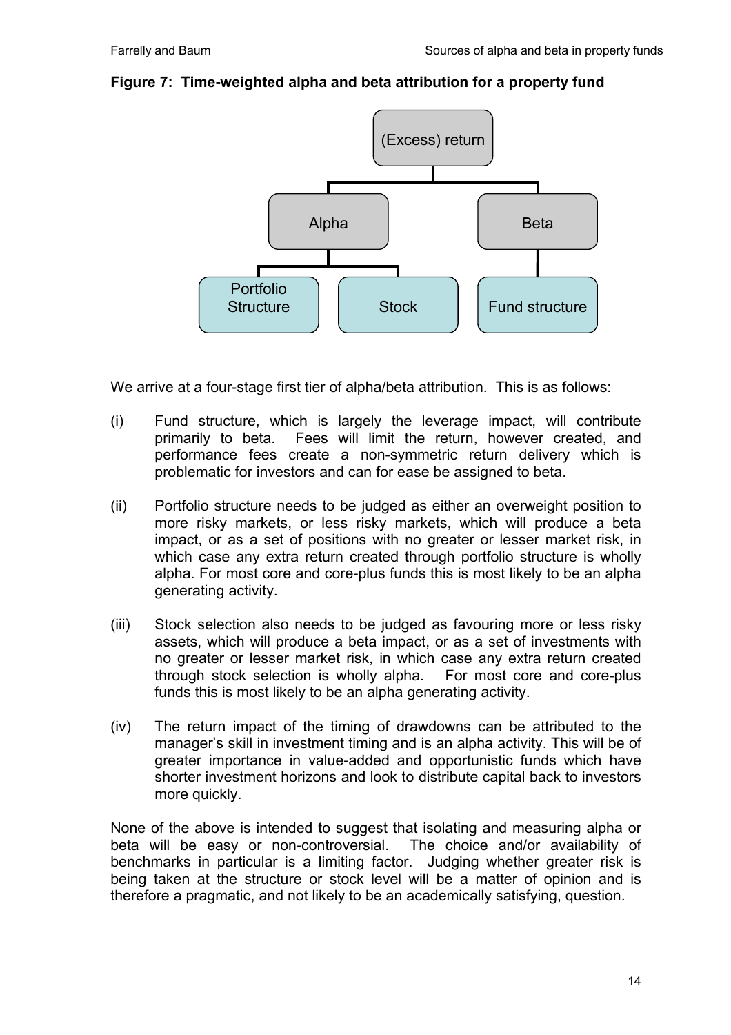**Figure 7: Time-weighted alpha and beta attribution for a property fund**

We arrive at a four-stage first tier of alpha/beta attribution. This is as follows:

(i) Fund structure, which is largely the leverage impact, will contribute primarily to beta. Fees will limit the return, however created, and performance fees create a non-symmetric return delivery which is problematic for investors and can for ease be assigned to beta.

(ii) Portfolio structure needs to be judged as either an overweight position to more risky markets, or less risky markets, which will produce a beta impact, or as a set of positions with no greater or lesser market risk, in which case any extra return created through portfolio structure is wholly alpha. For most core and core-plus funds this is most likely to be an alpha generating activity.

(iii) Stock selection also needs to be judged as favouring more or less risky assets, which will produce a beta impact, or as a set of investments with no greater or lesser market risk, in which case any extra return created through stock selection is wholly alpha. For most core and core-plus funds this is most likely to be an alpha generating activity.

(iv) The return impact of the timing of drawdowns can be attributed to the manager's skill in investment timing and is an alpha activity. This will be of greater importance in value-added and opportunistic funds which have shorter investment horizons and look to distribute capital back to investors more quickly.

None of the above is intended to suggest that isolating and measuring alpha or beta will be easy or non-controversial. The choice and/or availability of benchmarks in particular is a limiting factor. Judging whether greater risk is being taken at the structure or stock level will be a matter of opinion and is therefore a pragmatic, and not likely to be an academically satisfying, question.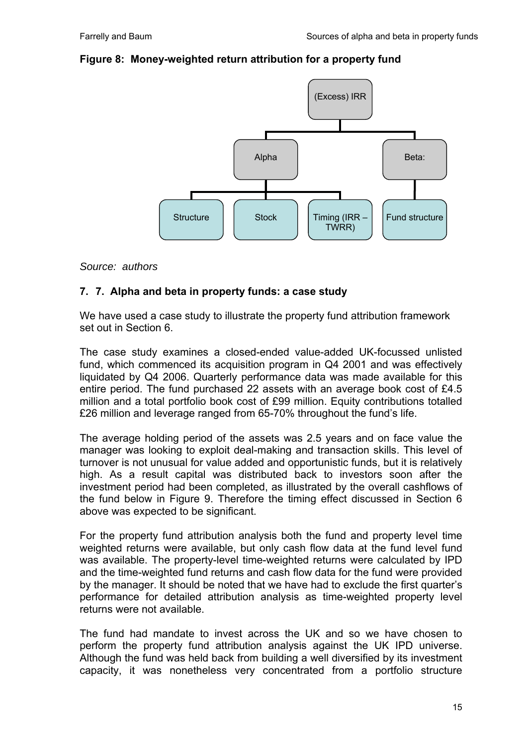**Figure 8: Money-weighted return attribution for a property fund**

(Excess) IRR

- Alpha
  - Structure
  - Stock
  - Timing (IRR – TWRR)
- Beta:
  - Fund structure

*Source: authors*

## 7. 7. Alpha and beta in property funds: a case study

We have used a case study to illustrate the property fund attribution framework set out in Section 6.

The case study examines a closed-ended value-added UK-focussed unlisted fund, which commenced its acquisition program in Q4 2001 and was effectively liquidated by Q4 2006. Quarterly performance data was made available for this entire period. The fund purchased 22 assets with an average book cost of £4.5 million and a total portfolio book cost of £99 million. Equity contributions totalled £26 million and leverage ranged from 65-70% throughout the fund's life.

The average holding period of the assets was 2.5 years and on face value the manager was looking to exploit deal-making and transaction skills. This level of turnover is not unusual for value added and opportunistic funds, but it is relatively high. As a result capital was distributed back to investors soon after the investment period had been completed, as illustrated by the overall cashflows of the fund below in Figure 9. Therefore the timing effect discussed in Section 6 above was expected to be significant.

For the property fund attribution analysis both the fund and property level time weighted returns were available, but only cash flow data at the fund level fund was available. The property-level time-weighted returns were calculated by IPD and the time-weighted fund returns and cash flow data for the fund were provided by the manager. It should be noted that we have had to exclude the first quarter's performance for detailed attribution analysis as time-weighted property level returns were not available.

The fund had mandate to invest across the UK and so we have chosen to perform the property fund attribution analysis against the UK IPD universe. Although the fund was held back from building a well diversified by its investment capacity, it was nonetheless very concentrated from a portfolio structure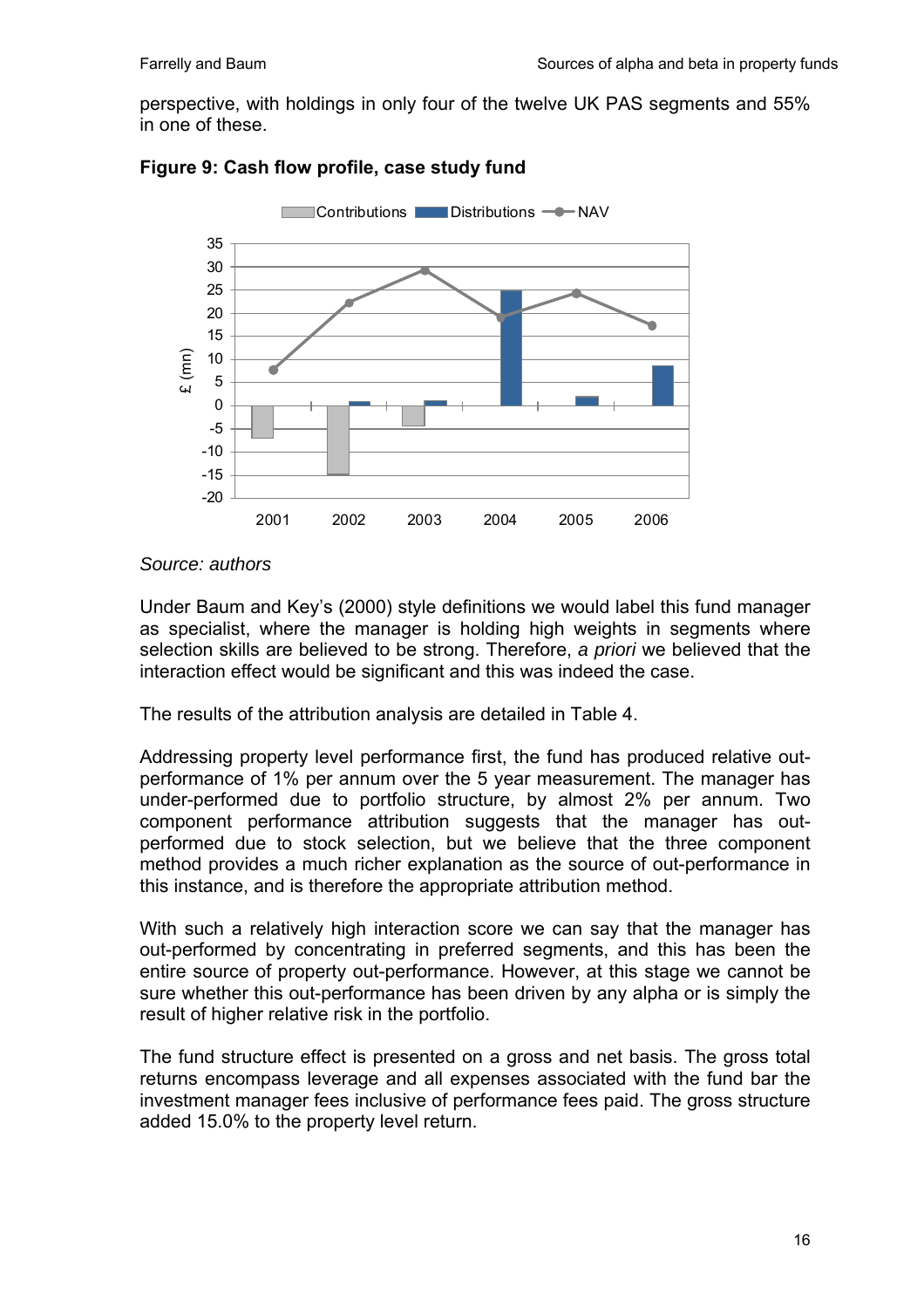perspective, with holdings in only four of the twelve UK PAS segments and 55% in one of these.

**Figure 9: Cash flow profile, case study fund**

Source: authors

Under Baum and Key's (2000) style definitions we would label this fund manager as specialist, where the manager is holding high weights in segments where selection skills are believed to be strong. Therefore, *a priori* we believed that the interaction effect would be significant and this was indeed the case.

The results of the attribution analysis are detailed in Table 4.

Addressing property level performance first, the fund has produced relative out-performance of 1% per annum over the 5 year measurement. The manager has under-performed due to portfolio structure, by almost 2% per annum. Two component performance attribution suggests that the manager has out-performed due to stock selection, but we believe that the three component method provides a much richer explanation as the source of out-performance in this instance, and is therefore the appropriate attribution method.

With such a relatively high interaction score we can say that the manager has out-performed by concentrating in preferred segments, and this has been the entire source of property out-performance. However, at this stage we cannot be sure whether this out-performance has been driven by any alpha or is simply the result of higher relative risk in the portfolio.

The fund structure effect is presented on a gross and net basis. The gross total returns encompass leverage and all expenses associated with the fund bar the investment manager fees inclusive of performance fees paid. The gross structure added 15.0% to the property level return.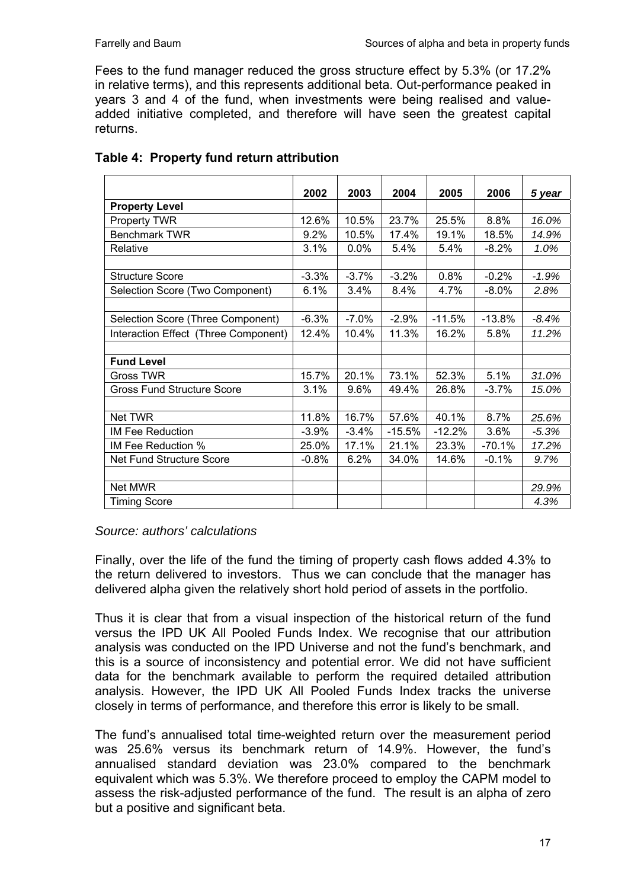Fees to the fund manager reduced the gross structure effect by 5.3% (or 17.2% in relative terms), and this represents additional beta. Out-performance peaked in years 3 and 4 of the fund, when investments were being realised and value-added initiative completed, and therefore will have seen the greatest capital returns.

### Table 4: Property fund return attribution

| | 2002 | 2003 | 2004 | 2005 | 2006 | *5 year* |
|---|---|---|---|---|---|---|
| **Property Level** | | | | | | |
| Property TWR | 12.6% | 10.5% | 23.7% | 25.5% | 8.8% | *16.0%* |
| Benchmark TWR | 9.2% | 10.5% | 17.4% | 19.1% | 18.5% | *14.9%* |
| Relative | 3.1% | 0.0% | 5.4% | 5.4% | -8.2% | *1.0%* |
| | | | | | | |
| Structure Score | -3.3% | -3.7% | -3.2% | 0.8% | -0.2% | *-1.9%* |
| Selection Score (Two Component) | 6.1% | 3.4% | 8.4% | 4.7% | -8.0% | *2.8%* |
| | | | | | | |
| Selection Score (Three Component) | -6.3% | -7.0% | -2.9% | -11.5% | -13.8% | *-8.4%* |
| Interaction Effect (Three Component) | 12.4% | 10.4% | 11.3% | 16.2% | 5.8% | *11.2%* |
| | | | | | | |
| **Fund Level** | | | | | | |
| Gross TWR | 15.7% | 20.1% | 73.1% | 52.3% | 5.1% | *31.0%* |
| Gross Fund Structure Score | 3.1% | 9.6% | 49.4% | 26.8% | -3.7% | *15.0%* |
| | | | | | | |
| Net TWR | 11.8% | 16.7% | 57.6% | 40.1% | 8.7% | *25.6%* |
| IM Fee Reduction | -3.9% | -3.4% | -15.5% | -12.2% | 3.6% | *-5.3%* |
| IM Fee Reduction % | 25.0% | 17.1% | 21.1% | 23.3% | -70.1% | *17.2%* |
| Net Fund Structure Score | -0.8% | 6.2% | 34.0% | 14.6% | -0.1% | *9.7%* |
| | | | | | | |
| Net MWR | | | | | | *29.9%* |
| Timing Score | | | | | | *4.3%* |

*Source: authors' calculations*

Finally, over the life of the fund the timing of property cash flows added 4.3% to the return delivered to investors. Thus we can conclude that the manager has delivered alpha given the relatively short hold period of assets in the portfolio.

Thus it is clear that from a visual inspection of the historical return of the fund versus the IPD UK All Pooled Funds Index. We recognise that our attribution analysis was conducted on the IPD Universe and not the fund's benchmark, and this is a source of inconsistency and potential error. We did not have sufficient data for the benchmark available to perform the required detailed attribution analysis. However, the IPD UK All Pooled Funds Index tracks the universe closely in terms of performance, and therefore this error is likely to be small.

The fund's annualised total time-weighted return over the measurement period was 25.6% versus its benchmark return of 14.9%. However, the fund's annualised standard deviation was 23.0% compared to the benchmark equivalent which was 5.3%. We therefore proceed to employ the CAPM model to assess the risk-adjusted performance of the fund. The result is an alpha of zero but a positive and significant beta.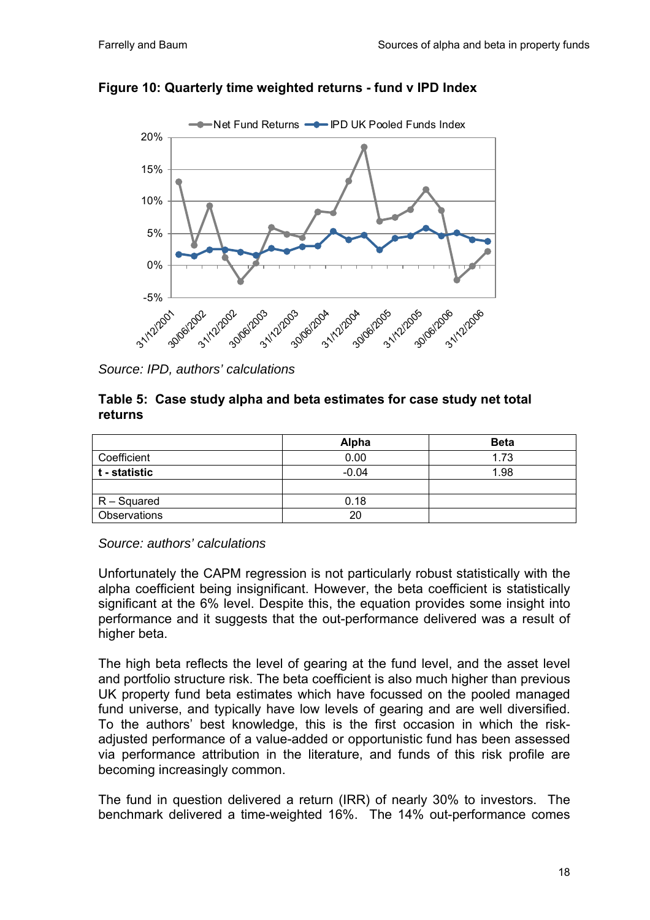**Figure 10: Quarterly time weighted returns - fund v IPD Index**

*Source: IPD, authors' calculations*

**Table 5: Case study alpha and beta estimates for case study net total returns**

| | Alpha | Beta |
|---|---|---|
| Coefficient | 0.00 | 1.73 |
| **t - statistic** | -0.04 | 1.98 |
| | | |
| R – Squared | 0.18 | |
| Observations | 20 | |

*Source: authors' calculations*

Unfortunately the CAPM regression is not particularly robust statistically with the alpha coefficient being insignificant. However, the beta coefficient is statistically significant at the 6% level. Despite this, the equation provides some insight into performance and it suggests that the out-performance delivered was a result of higher beta.

The high beta reflects the level of gearing at the fund level, and the asset level and portfolio structure risk. The beta coefficient is also much higher than previous UK property fund beta estimates which have focussed on the pooled managed fund universe, and typically have low levels of gearing and are well diversified. To the authors' best knowledge, this is the first occasion in which the risk-adjusted performance of a value-added or opportunistic fund has been assessed via performance attribution in the literature, and funds of this risk profile are becoming increasingly common.

The fund in question delivered a return (IRR) of nearly 30% to investors. The benchmark delivered a time-weighted 16%. The 14% out-performance comes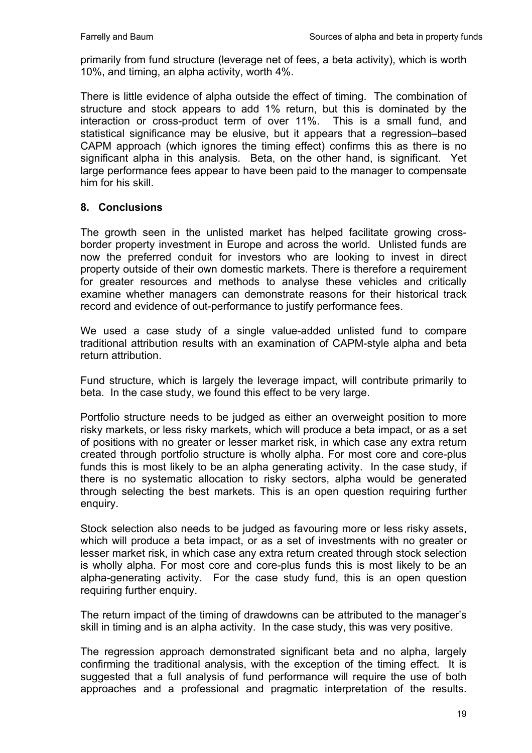primarily from fund structure (leverage net of fees, a beta activity), which is worth 10%, and timing, an alpha activity, worth 4%.

There is little evidence of alpha outside the effect of timing. The combination of structure and stock appears to add 1% return, but this is dominated by the interaction or cross-product term of over 11%. This is a small fund, and statistical significance may be elusive, but it appears that a regression–based CAPM approach (which ignores the timing effect) confirms this as there is no significant alpha in this analysis. Beta, on the other hand, is significant. Yet large performance fees appear to have been paid to the manager to compensate him for his skill.

## 8. Conclusions

The growth seen in the unlisted market has helped facilitate growing cross-border property investment in Europe and across the world. Unlisted funds are now the preferred conduit for investors who are looking to invest in direct property outside of their own domestic markets. There is therefore a requirement for greater resources and methods to analyse these vehicles and critically examine whether managers can demonstrate reasons for their historical track record and evidence of out-performance to justify performance fees.

We used a case study of a single value-added unlisted fund to compare traditional attribution results with an examination of CAPM-style alpha and beta return attribution.

Fund structure, which is largely the leverage impact, will contribute primarily to beta. In the case study, we found this effect to be very large.

Portfolio structure needs to be judged as either an overweight position to more risky markets, or less risky markets, which will produce a beta impact, or as a set of positions with no greater or lesser market risk, in which case any extra return created through portfolio structure is wholly alpha. For most core and core-plus funds this is most likely to be an alpha generating activity. In the case study, if there is no systematic allocation to risky sectors, alpha would be generated through selecting the best markets. This is an open question requiring further enquiry.

Stock selection also needs to be judged as favouring more or less risky assets, which will produce a beta impact, or as a set of investments with no greater or lesser market risk, in which case any extra return created through stock selection is wholly alpha. For most core and core-plus funds this is most likely to be an alpha-generating activity. For the case study fund, this is an open question requiring further enquiry.

The return impact of the timing of drawdowns can be attributed to the manager's skill in timing and is an alpha activity. In the case study, this was very positive.

The regression approach demonstrated significant beta and no alpha, largely confirming the traditional analysis, with the exception of the timing effect. It is suggested that a full analysis of fund performance will require the use of both approaches and a professional and pragmatic interpretation of the results.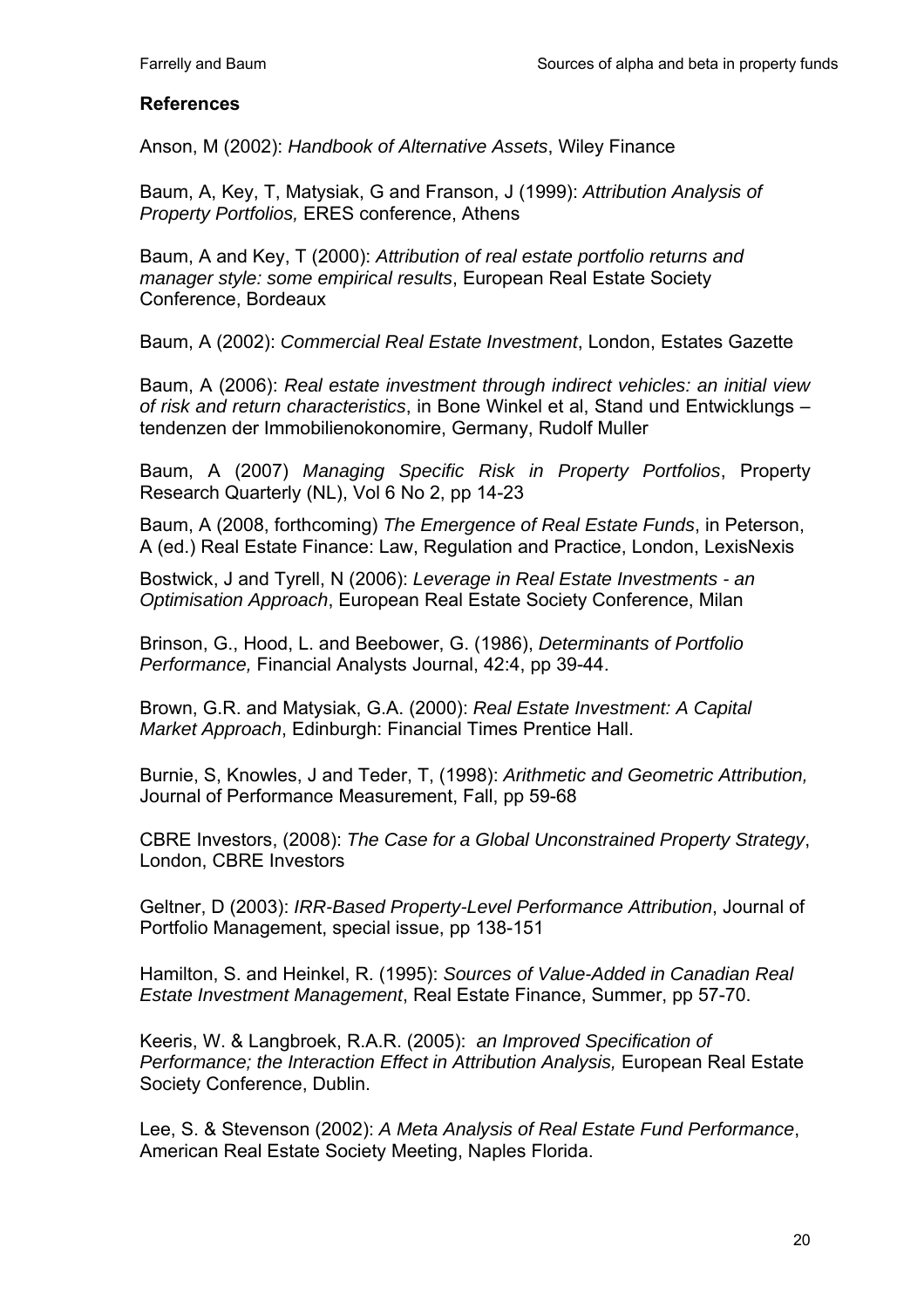## References

Anson, M (2002): *Handbook of Alternative Assets*, Wiley Finance

Baum, A, Key, T, Matysiak, G and Franson, J (1999): *Attribution Analysis of Property Portfolios,* ERES conference, Athens

Baum, A and Key, T (2000): *Attribution of real estate portfolio returns and manager style: some empirical results*, European Real Estate Society Conference, Bordeaux

Baum, A (2002): *Commercial Real Estate Investment*, London, Estates Gazette

Baum, A (2006): *Real estate investment through indirect vehicles: an initial view of risk and return characteristics*, in Bone Winkel et al, Stand und Entwicklungs – tendenzen der Immobilienokonomire, Germany, Rudolf Muller

Baum, A (2007) *Managing Specific Risk in Property Portfolios*, Property Research Quarterly (NL), Vol 6 No 2, pp 14-23

Baum, A (2008, forthcoming) *The Emergence of Real Estate Funds*, in Peterson, A (ed.) Real Estate Finance: Law, Regulation and Practice, London, LexisNexis

Bostwick, J and Tyrell, N (2006): *Leverage in Real Estate Investments - an Optimisation Approach*, European Real Estate Society Conference, Milan

Brinson, G., Hood, L. and Beebower, G. (1986), *Determinants of Portfolio Performance,* Financial Analysts Journal, 42:4, pp 39-44.

Brown, G.R. and Matysiak, G.A. (2000): *Real Estate Investment: A Capital Market Approach*, Edinburgh: Financial Times Prentice Hall.

Burnie, S, Knowles, J and Teder, T, (1998): *Arithmetic and Geometric Attribution,* Journal of Performance Measurement, Fall, pp 59-68

CBRE Investors, (2008): *The Case for a Global Unconstrained Property Strategy*, London, CBRE Investors

Geltner, D (2003): *IRR-Based Property-Level Performance Attribution*, Journal of Portfolio Management, special issue, pp 138-151

Hamilton, S. and Heinkel, R. (1995): *Sources of Value-Added in Canadian Real Estate Investment Management*, Real Estate Finance, Summer, pp 57-70.

Keeris, W. & Langbroek, R.A.R. (2005): *an Improved Specification of Performance; the Interaction Effect in Attribution Analysis,* European Real Estate Society Conference, Dublin.

Lee, S. & Stevenson (2002): *A Meta Analysis of Real Estate Fund Performance*, American Real Estate Society Meeting, Naples Florida.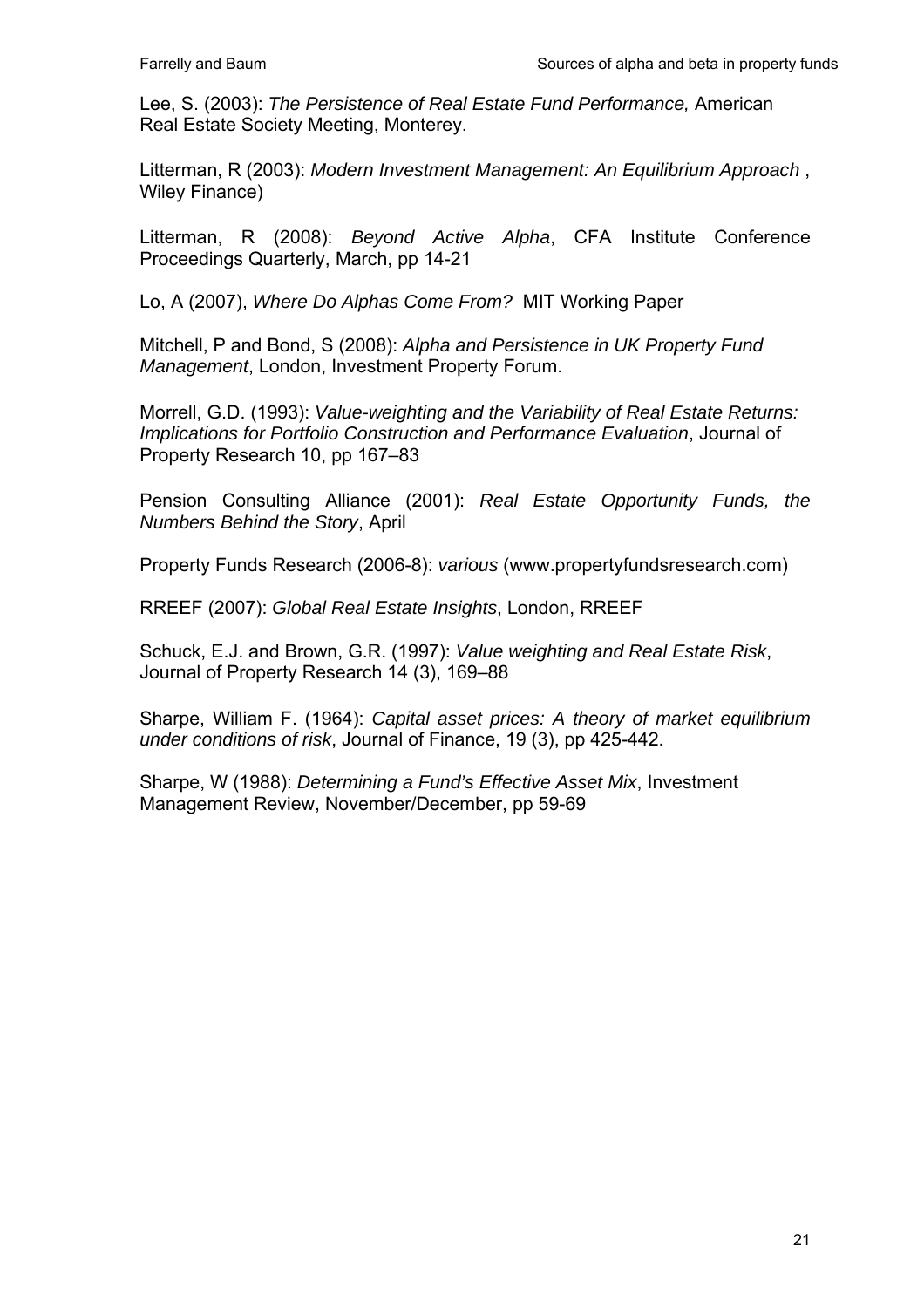Lee, S. (2003): *The Persistence of Real Estate Fund Performance,* American Real Estate Society Meeting, Monterey.

Litterman, R (2003): *Modern Investment Management: An Equilibrium Approach* , Wiley Finance)

Litterman, R (2008): *Beyond Active Alpha*, CFA Institute Conference Proceedings Quarterly, March, pp 14-21

Lo, A (2007), *Where Do Alphas Come From?* MIT Working Paper

Mitchell, P and Bond, S (2008): *Alpha and Persistence in UK Property Fund Management*, London, Investment Property Forum.

Morrell, G.D. (1993): *Value-weighting and the Variability of Real Estate Returns: Implications for Portfolio Construction and Performance Evaluation*, Journal of Property Research 10, pp 167–83

Pension Consulting Alliance (2001): *Real Estate Opportunity Funds, the Numbers Behind the Story*, April

Property Funds Research (2006-8): *various* (www.propertyfundsresearch.com)

RREEF (2007): *Global Real Estate Insights*, London, RREEF

Schuck, E.J. and Brown, G.R. (1997): *Value weighting and Real Estate Risk*, Journal of Property Research 14 (3), 169–88

Sharpe, William F. (1964): *Capital asset prices: A theory of market equilibrium under conditions of risk*, Journal of Finance, 19 (3), pp 425-442.

Sharpe, W (1988): *Determining a Fund's Effective Asset Mix*, Investment Management Review, November/December, pp 59-69